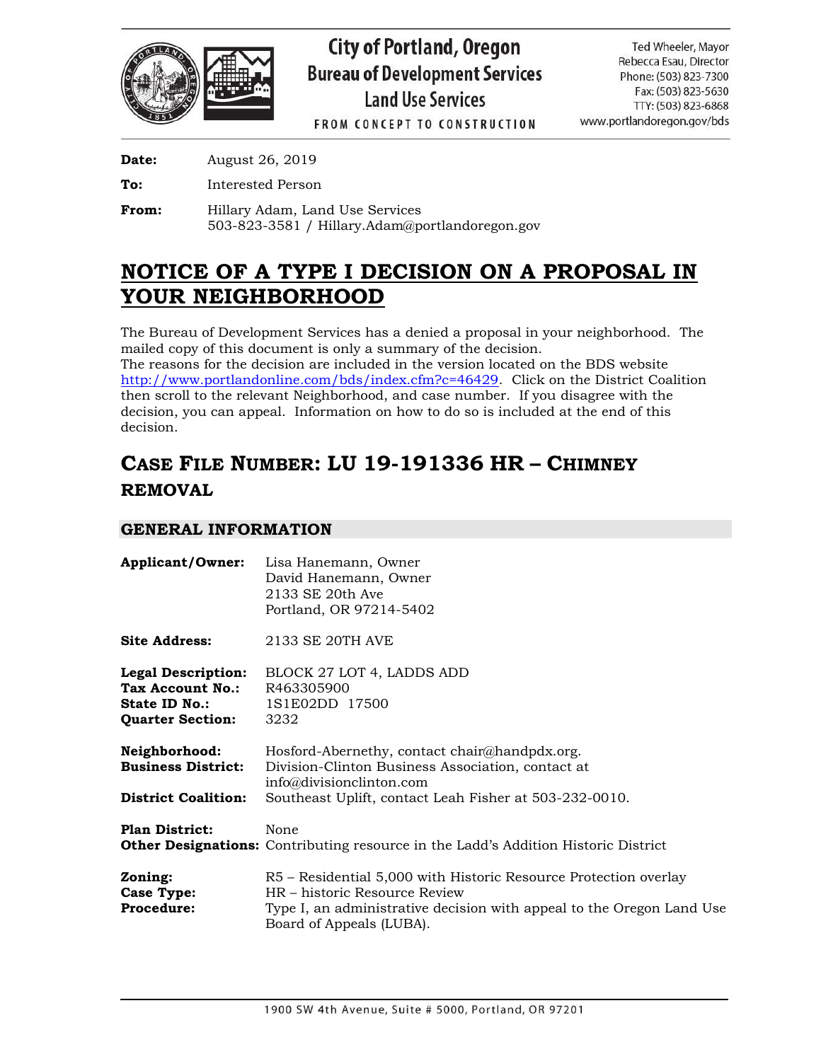City of Portland, Oregon
Bureau of Development Services
Land Use Services
FROM CONCEPT TO CONSTRUCTION

Ted Wheeler, Mayor
Rebecca Esau, Director
Phone: (503) 823-7300
Fax: (503) 823-5630
TTY: (503) 823-6868
www.portlandoregon.gov/bds

**Date:** August 26, 2019

**To:** Interested Person

**From:** Hillary Adam, Land Use Services
503-823-3581 / Hillary.Adam@portlandoregon.gov

# NOTICE OF A TYPE I DECISION ON A PROPOSAL IN YOUR NEIGHBORHOOD

The Bureau of Development Services has a denied a proposal in your neighborhood. The mailed copy of this document is only a summary of the decision.
The reasons for the decision are included in the version located on the BDS website http://www.portlandonline.com/bds/index.cfm?c=46429. Click on the District Coalition then scroll to the relevant Neighborhood, and case number. If you disagree with the decision, you can appeal. Information on how to do so is included at the end of this decision.

## CASE FILE NUMBER: LU 19-191336 HR – CHIMNEY REMOVAL

### GENERAL INFORMATION

**Applicant/Owner:** Lisa Hanemann, Owner
David Hanemann, Owner
2133 SE 20th Ave
Portland, OR 97214-5402

**Site Address:** 2133 SE 20TH AVE

**Legal Description:** BLOCK 27 LOT 4, LADDS ADD
**Tax Account No.:** R463305900
**State ID No.:** 1S1E02DD 17500
**Quarter Section:** 3232

**Neighborhood:** Hosford-Abernethy, contact chair@handpdx.org.
**Business District:** Division-Clinton Business Association, contact at info@divisionclinton.com
**District Coalition:** Southeast Uplift, contact Leah Fisher at 503-232-0010.

**Plan District:** None
**Other Designations:** Contributing resource in the Ladd's Addition Historic District

**Zoning:** R5 – Residential 5,000 with Historic Resource Protection overlay
**Case Type:** HR – historic Resource Review
**Procedure:** Type I, an administrative decision with appeal to the Oregon Land Use Board of Appeals (LUBA).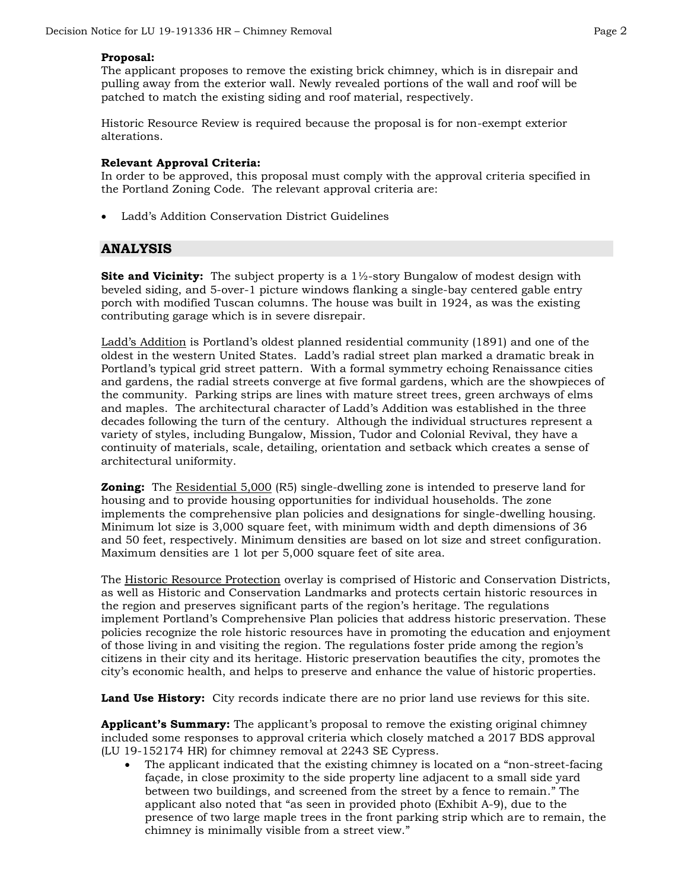**Proposal:**
The applicant proposes to remove the existing brick chimney, which is in disrepair and pulling away from the exterior wall. Newly revealed portions of the wall and roof will be patched to match the existing siding and roof material, respectively.

Historic Resource Review is required because the proposal is for non-exempt exterior alterations.

**Relevant Approval Criteria:**
In order to be approved, this proposal must comply with the approval criteria specified in the Portland Zoning Code. The relevant approval criteria are:

- Ladd's Addition Conservation District Guidelines

## ANALYSIS

**Site and Vicinity:** The subject property is a 1½-story Bungalow of modest design with beveled siding, and 5-over-1 picture windows flanking a single-bay centered gable entry porch with modified Tuscan columns. The house was built in 1924, as was the existing contributing garage which is in severe disrepair.

Ladd's Addition is Portland's oldest planned residential community (1891) and one of the oldest in the western United States. Ladd's radial street plan marked a dramatic break in Portland's typical grid street pattern. With a formal symmetry echoing Renaissance cities and gardens, the radial streets converge at five formal gardens, which are the showpieces of the community. Parking strips are lines with mature street trees, green archways of elms and maples. The architectural character of Ladd's Addition was established in the three decades following the turn of the century. Although the individual structures represent a variety of styles, including Bungalow, Mission, Tudor and Colonial Revival, they have a continuity of materials, scale, detailing, orientation and setback which creates a sense of architectural uniformity.

**Zoning:** The Residential 5,000 (R5) single-dwelling zone is intended to preserve land for housing and to provide housing opportunities for individual households. The zone implements the comprehensive plan policies and designations for single-dwelling housing. Minimum lot size is 3,000 square feet, with minimum width and depth dimensions of 36 and 50 feet, respectively. Minimum densities are based on lot size and street configuration. Maximum densities are 1 lot per 5,000 square feet of site area.

The Historic Resource Protection overlay is comprised of Historic and Conservation Districts, as well as Historic and Conservation Landmarks and protects certain historic resources in the region and preserves significant parts of the region's heritage. The regulations implement Portland's Comprehensive Plan policies that address historic preservation. These policies recognize the role historic resources have in promoting the education and enjoyment of those living in and visiting the region. The regulations foster pride among the region's citizens in their city and its heritage. Historic preservation beautifies the city, promotes the city's economic health, and helps to preserve and enhance the value of historic properties.

**Land Use History:** City records indicate there are no prior land use reviews for this site.

**Applicant's Summary:** The applicant's proposal to remove the existing original chimney included some responses to approval criteria which closely matched a 2017 BDS approval (LU 19-152174 HR) for chimney removal at 2243 SE Cypress.

- The applicant indicated that the existing chimney is located on a "non-street-facing façade, in close proximity to the side property line adjacent to a small side yard between two buildings, and screened from the street by a fence to remain." The applicant also noted that "as seen in provided photo (Exhibit A-9), due to the presence of two large maple trees in the front parking strip which are to remain, the chimney is minimally visible from a street view."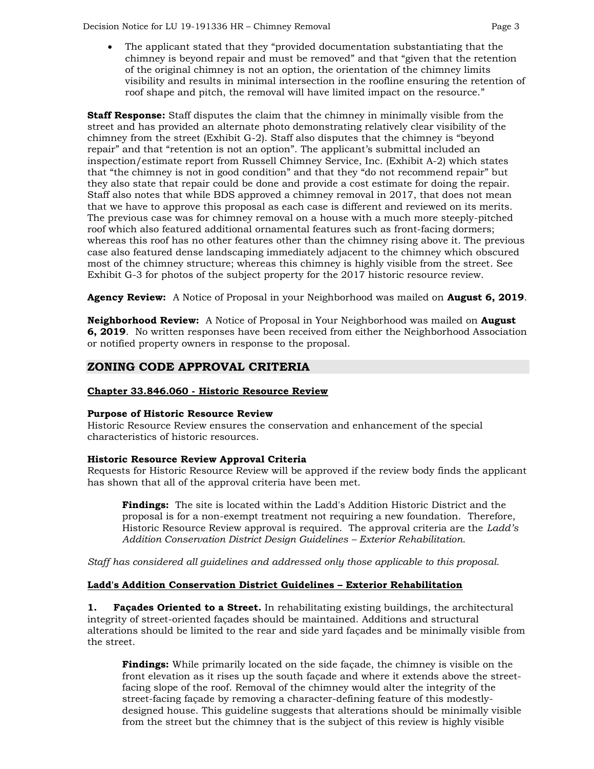- The applicant stated that they "provided documentation substantiating that the chimney is beyond repair and must be removed" and that "given that the retention of the original chimney is not an option, the orientation of the chimney limits visibility and results in minimal intersection in the roofline ensuring the retention of roof shape and pitch, the removal will have limited impact on the resource."

**Staff Response:** Staff disputes the claim that the chimney in minimally visible from the street and has provided an alternate photo demonstrating relatively clear visibility of the chimney from the street (Exhibit G-2). Staff also disputes that the chimney is "beyond repair" and that "retention is not an option". The applicant's submittal included an inspection/estimate report from Russell Chimney Service, Inc. (Exhibit A-2) which states that "the chimney is not in good condition" and that they "do not recommend repair" but they also state that repair could be done and provide a cost estimate for doing the repair. Staff also notes that while BDS approved a chimney removal in 2017, that does not mean that we have to approve this proposal as each case is different and reviewed on its merits. The previous case was for chimney removal on a house with a much more steeply-pitched roof which also featured additional ornamental features such as front-facing dormers; whereas this roof has no other features other than the chimney rising above it. The previous case also featured dense landscaping immediately adjacent to the chimney which obscured most of the chimney structure; whereas this chimney is highly visible from the street. See Exhibit G-3 for photos of the subject property for the 2017 historic resource review.

**Agency Review:** A Notice of Proposal in your Neighborhood was mailed on **August 6, 2019**.

**Neighborhood Review:** A Notice of Proposal in Your Neighborhood was mailed on **August 6, 2019**. No written responses have been received from either the Neighborhood Association or notified property owners in response to the proposal.

## ZONING CODE APPROVAL CRITERIA

**Chapter 33.846.060 - Historic Resource Review**

**Purpose of Historic Resource Review**
Historic Resource Review ensures the conservation and enhancement of the special characteristics of historic resources.

**Historic Resource Review Approval Criteria**
Requests for Historic Resource Review will be approved if the review body finds the applicant has shown that all of the approval criteria have been met.

> **Findings:** The site is located within the Ladd's Addition Historic District and the proposal is for a non-exempt treatment not requiring a new foundation. Therefore, Historic Resource Review approval is required. The approval criteria are the *Ladd's Addition Conservation District Design Guidelines – Exterior Rehabilitation*.

*Staff has considered all guidelines and addressed only those applicable to this proposal.*

**Ladd's Addition Conservation District Guidelines – Exterior Rehabilitation**

**1. Façades Oriented to a Street.** In rehabilitating existing buildings, the architectural integrity of street-oriented façades should be maintained. Additions and structural alterations should be limited to the rear and side yard façades and be minimally visible from the street.

> **Findings:** While primarily located on the side façade, the chimney is visible on the front elevation as it rises up the south façade and where it extends above the street-facing slope of the roof. Removal of the chimney would alter the integrity of the street-facing façade by removing a character-defining feature of this modestly-designed house. This guideline suggests that alterations should be minimally visible from the street but the chimney that is the subject of this review is highly visible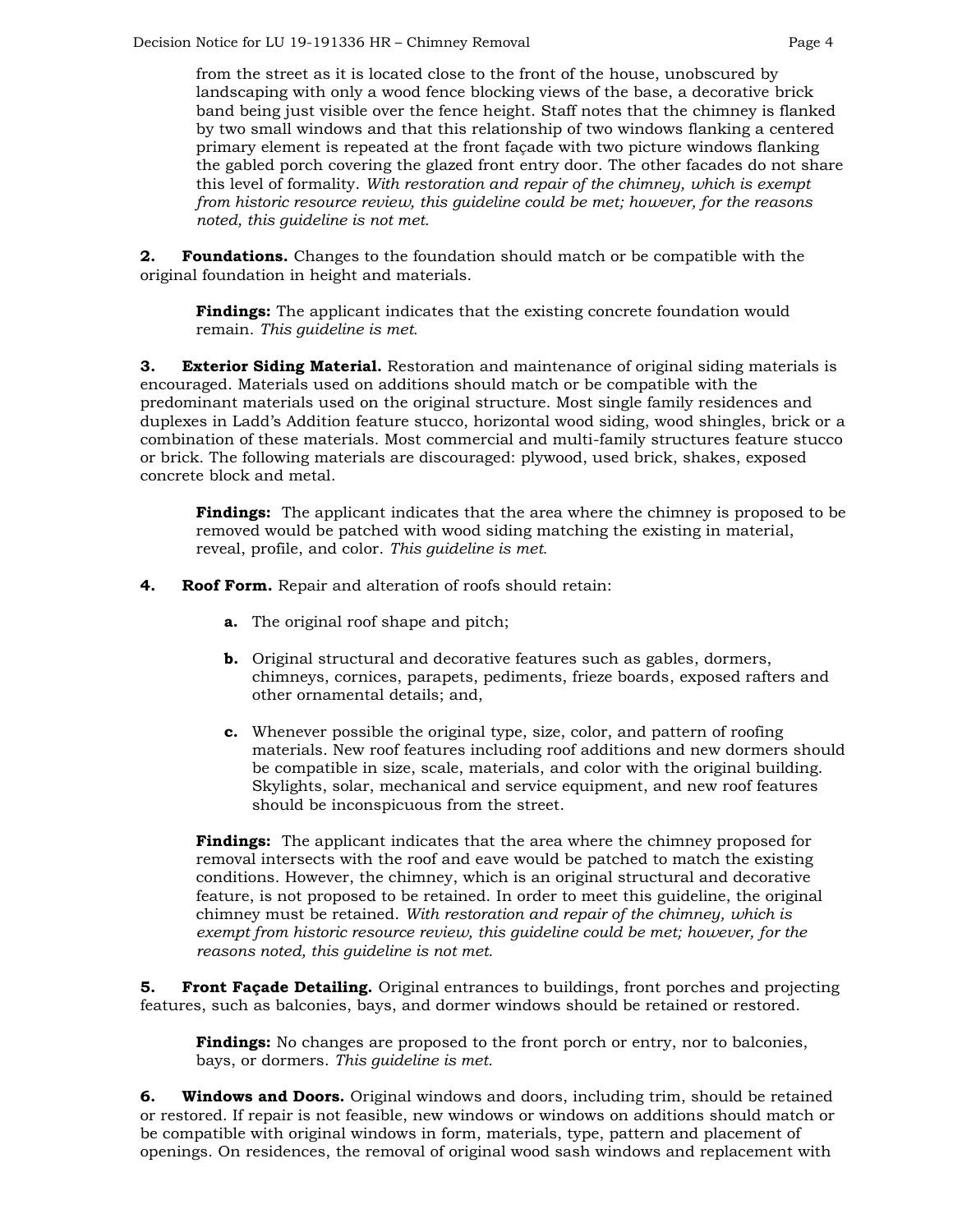from the street as it is located close to the front of the house, unobscured by landscaping with only a wood fence blocking views of the base, a decorative brick band being just visible over the fence height. Staff notes that the chimney is flanked by two small windows and that this relationship of two windows flanking a centered primary element is repeated at the front façade with two picture windows flanking the gabled porch covering the glazed front entry door. The other facades do not share this level of formality. *With restoration and repair of the chimney, which is exempt from historic resource review, this guideline could be met; however, for the reasons noted, this guideline is not met.*

**2. Foundations.** Changes to the foundation should match or be compatible with the original foundation in height and materials.

**Findings:** The applicant indicates that the existing concrete foundation would remain. *This guideline is met.*

**3. Exterior Siding Material.** Restoration and maintenance of original siding materials is encouraged. Materials used on additions should match or be compatible with the predominant materials used on the original structure. Most single family residences and duplexes in Ladd's Addition feature stucco, horizontal wood siding, wood shingles, brick or a combination of these materials. Most commercial and multi-family structures feature stucco or brick. The following materials are discouraged: plywood, used brick, shakes, exposed concrete block and metal.

**Findings:** The applicant indicates that the area where the chimney is proposed to be removed would be patched with wood siding matching the existing in material, reveal, profile, and color. *This guideline is met.*

**4. Roof Form.** Repair and alteration of roofs should retain:

**a.** The original roof shape and pitch;

**b.** Original structural and decorative features such as gables, dormers, chimneys, cornices, parapets, pediments, frieze boards, exposed rafters and other ornamental details; and,

**c.** Whenever possible the original type, size, color, and pattern of roofing materials. New roof features including roof additions and new dormers should be compatible in size, scale, materials, and color with the original building. Skylights, solar, mechanical and service equipment, and new roof features should be inconspicuous from the street.

**Findings:** The applicant indicates that the area where the chimney proposed for removal intersects with the roof and eave would be patched to match the existing conditions. However, the chimney, which is an original structural and decorative feature, is not proposed to be retained. In order to meet this guideline, the original chimney must be retained. *With restoration and repair of the chimney, which is exempt from historic resource review, this guideline could be met; however, for the reasons noted, this guideline is not met.*

**5. Front Façade Detailing.** Original entrances to buildings, front porches and projecting features, such as balconies, bays, and dormer windows should be retained or restored.

**Findings:** No changes are proposed to the front porch or entry, nor to balconies, bays, or dormers. *This guideline is met.*

**6. Windows and Doors.** Original windows and doors, including trim, should be retained or restored. If repair is not feasible, new windows or windows on additions should match or be compatible with original windows in form, materials, type, pattern and placement of openings. On residences, the removal of original wood sash windows and replacement with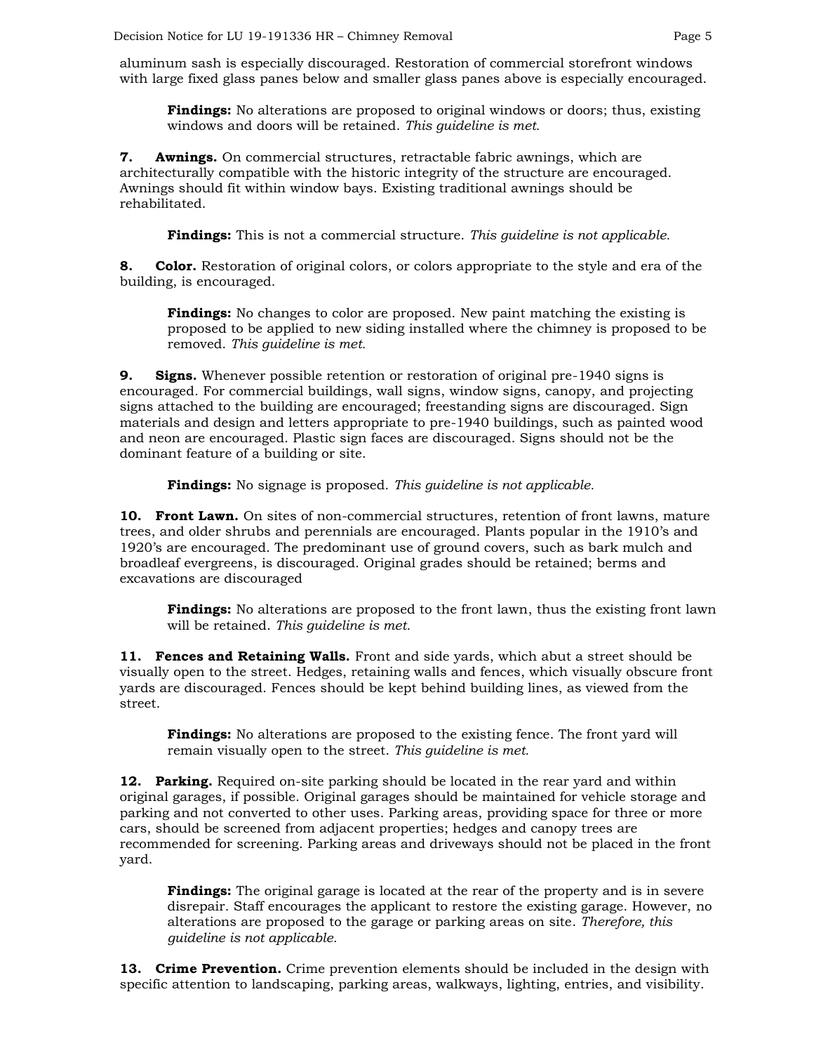aluminum sash is especially discouraged. Restoration of commercial storefront windows with large fixed glass panes below and smaller glass panes above is especially encouraged.

> **Findings:** No alterations are proposed to original windows or doors; thus, existing windows and doors will be retained. *This guideline is met.*

**7. Awnings.** On commercial structures, retractable fabric awnings, which are architecturally compatible with the historic integrity of the structure are encouraged. Awnings should fit within window bays. Existing traditional awnings should be rehabilitated.

> **Findings:** This is not a commercial structure. *This guideline is not applicable.*

**8. Color.** Restoration of original colors, or colors appropriate to the style and era of the building, is encouraged.

> **Findings:** No changes to color are proposed. New paint matching the existing is proposed to be applied to new siding installed where the chimney is proposed to be removed. *This guideline is met.*

**9. Signs.** Whenever possible retention or restoration of original pre-1940 signs is encouraged. For commercial buildings, wall signs, window signs, canopy, and projecting signs attached to the building are encouraged; freestanding signs are discouraged. Sign materials and design and letters appropriate to pre-1940 buildings, such as painted wood and neon are encouraged. Plastic sign faces are discouraged. Signs should not be the dominant feature of a building or site.

> **Findings:** No signage is proposed. *This guideline is not applicable.*

**10. Front Lawn.** On sites of non-commercial structures, retention of front lawns, mature trees, and older shrubs and perennials are encouraged. Plants popular in the 1910's and 1920's are encouraged. The predominant use of ground covers, such as bark mulch and broadleaf evergreens, is discouraged. Original grades should be retained; berms and excavations are discouraged

> **Findings:** No alterations are proposed to the front lawn, thus the existing front lawn will be retained. *This guideline is met.*

**11. Fences and Retaining Walls.** Front and side yards, which abut a street should be visually open to the street. Hedges, retaining walls and fences, which visually obscure front yards are discouraged. Fences should be kept behind building lines, as viewed from the street.

> **Findings:** No alterations are proposed to the existing fence. The front yard will remain visually open to the street. *This guideline is met.*

**12. Parking.** Required on-site parking should be located in the rear yard and within original garages, if possible. Original garages should be maintained for vehicle storage and parking and not converted to other uses. Parking areas, providing space for three or more cars, should be screened from adjacent properties; hedges and canopy trees are recommended for screening. Parking areas and driveways should not be placed in the front yard.

> **Findings:** The original garage is located at the rear of the property and is in severe disrepair. Staff encourages the applicant to restore the existing garage. However, no alterations are proposed to the garage or parking areas on site. *Therefore, this guideline is not applicable.*

**13. Crime Prevention.** Crime prevention elements should be included in the design with specific attention to landscaping, parking areas, walkways, lighting, entries, and visibility.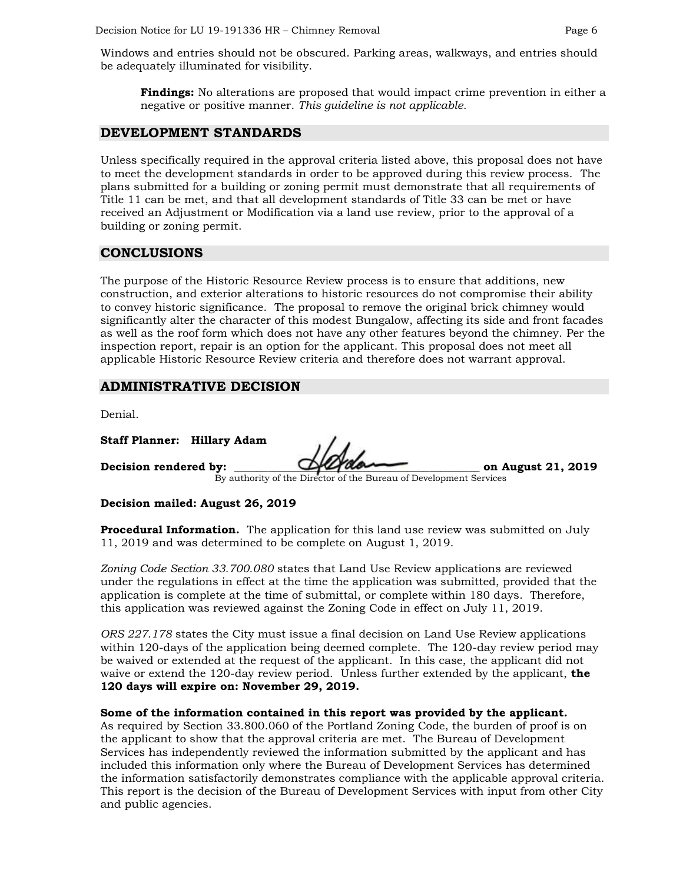Windows and entries should not be obscured. Parking areas, walkways, and entries should be adequately illuminated for visibility.

> **Findings:** No alterations are proposed that would impact crime prevention in either a negative or positive manner. *This guideline is not applicable.*

## DEVELOPMENT STANDARDS

Unless specifically required in the approval criteria listed above, this proposal does not have to meet the development standards in order to be approved during this review process. The plans submitted for a building or zoning permit must demonstrate that all requirements of Title 11 can be met, and that all development standards of Title 33 can be met or have received an Adjustment or Modification via a land use review, prior to the approval of a building or zoning permit.

## CONCLUSIONS

The purpose of the Historic Resource Review process is to ensure that additions, new construction, and exterior alterations to historic resources do not compromise their ability to convey historic significance. The proposal to remove the original brick chimney would significantly alter the character of this modest Bungalow, affecting its side and front facades as well as the roof form which does not have any other features beyond the chimney. Per the inspection report, repair is an option for the applicant. This proposal does not meet all applicable Historic Resource Review criteria and therefore does not warrant approval.

## ADMINISTRATIVE DECISION

Denial.

**Staff Planner: Hillary Adam**

**Decision rendered by:** ______________________________ **on August 21, 2019**
By authority of the Director of the Bureau of Development Services

**Decision mailed: August 26, 2019**

**Procedural Information.** The application for this land use review was submitted on July 11, 2019 and was determined to be complete on August 1, 2019.

*Zoning Code Section 33.700.080* states that Land Use Review applications are reviewed under the regulations in effect at the time the application was submitted, provided that the application is complete at the time of submittal, or complete within 180 days. Therefore, this application was reviewed against the Zoning Code in effect on July 11, 2019.

*ORS 227.178* states the City must issue a final decision on Land Use Review applications within 120-days of the application being deemed complete. The 120-day review period may be waived or extended at the request of the applicant. In this case, the applicant did not waive or extend the 120-day review period. Unless further extended by the applicant, **the 120 days will expire on: November 29, 2019.**

**Some of the information contained in this report was provided by the applicant.**
As required by Section 33.800.060 of the Portland Zoning Code, the burden of proof is on the applicant to show that the approval criteria are met. The Bureau of Development Services has independently reviewed the information submitted by the applicant and has included this information only where the Bureau of Development Services has determined the information satisfactorily demonstrates compliance with the applicable approval criteria. This report is the decision of the Bureau of Development Services with input from other City and public agencies.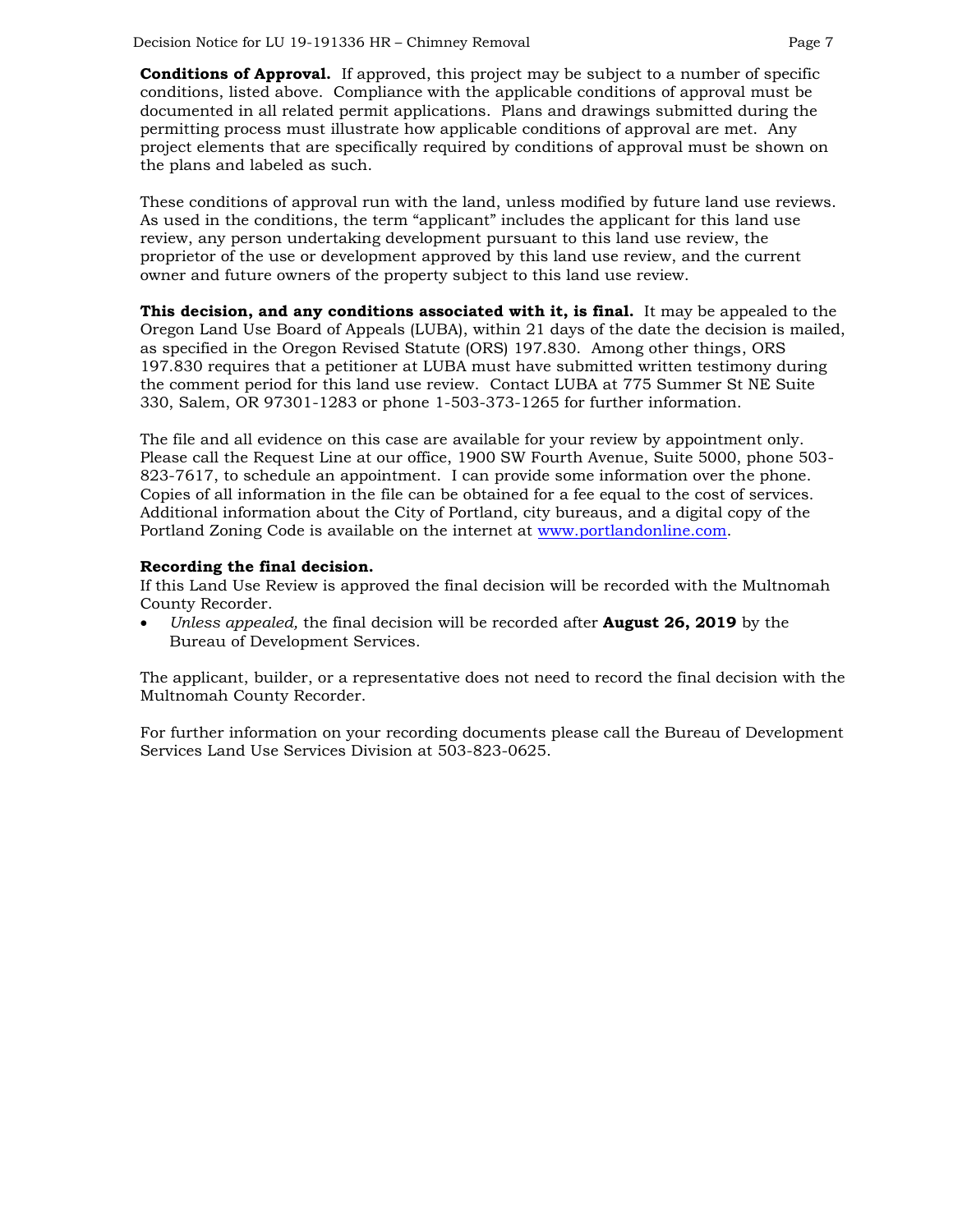**Conditions of Approval.** If approved, this project may be subject to a number of specific conditions, listed above. Compliance with the applicable conditions of approval must be documented in all related permit applications. Plans and drawings submitted during the permitting process must illustrate how applicable conditions of approval are met. Any project elements that are specifically required by conditions of approval must be shown on the plans and labeled as such.

These conditions of approval run with the land, unless modified by future land use reviews. As used in the conditions, the term "applicant" includes the applicant for this land use review, any person undertaking development pursuant to this land use review, the proprietor of the use or development approved by this land use review, and the current owner and future owners of the property subject to this land use review.

**This decision, and any conditions associated with it, is final.** It may be appealed to the Oregon Land Use Board of Appeals (LUBA), within 21 days of the date the decision is mailed, as specified in the Oregon Revised Statute (ORS) 197.830. Among other things, ORS 197.830 requires that a petitioner at LUBA must have submitted written testimony during the comment period for this land use review. Contact LUBA at 775 Summer St NE Suite 330, Salem, OR 97301-1283 or phone 1-503-373-1265 for further information.

The file and all evidence on this case are available for your review by appointment only. Please call the Request Line at our office, 1900 SW Fourth Avenue, Suite 5000, phone 503-823-7617, to schedule an appointment. I can provide some information over the phone. Copies of all information in the file can be obtained for a fee equal to the cost of services. Additional information about the City of Portland, city bureaus, and a digital copy of the Portland Zoning Code is available on the internet at www.portlandonline.com.

**Recording the final decision.**
If this Land Use Review is approved the final decision will be recorded with the Multnomah County Recorder.

- *Unless appealed,* the final decision will be recorded after **August 26, 2019** by the Bureau of Development Services.

The applicant, builder, or a representative does not need to record the final decision with the Multnomah County Recorder.

For further information on your recording documents please call the Bureau of Development Services Land Use Services Division at 503-823-0625.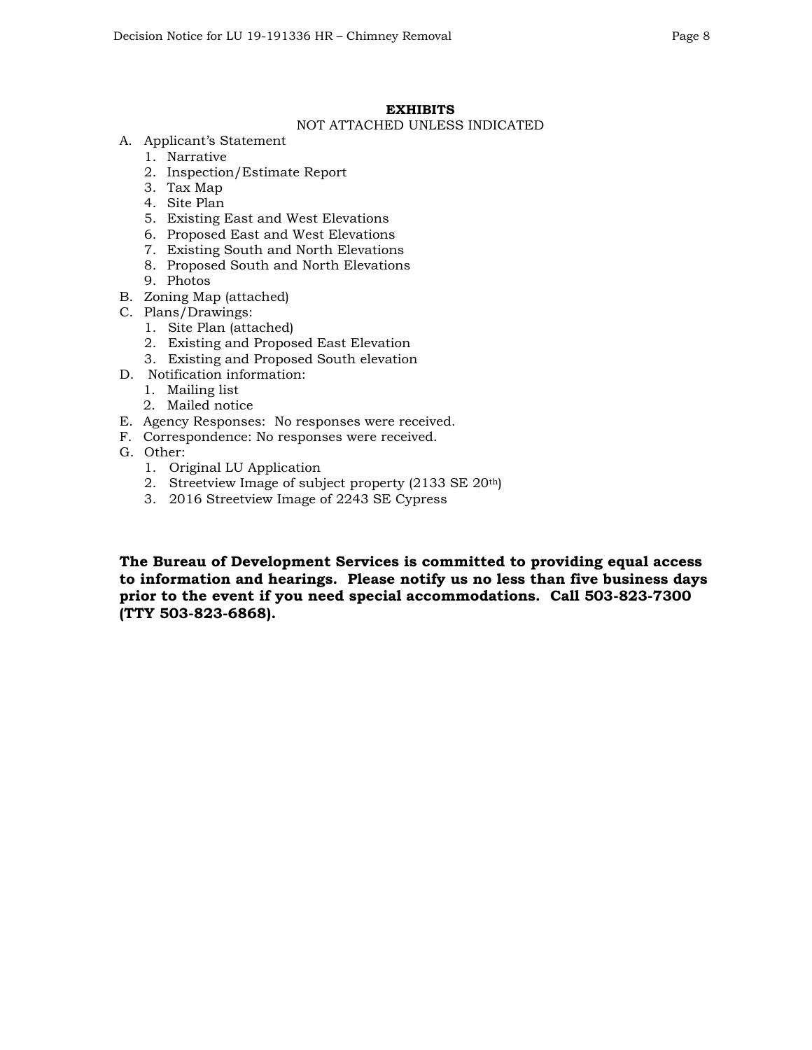## EXHIBITS

NOT ATTACHED UNLESS INDICATED

A. Applicant's Statement
   1. Narrative
   2. Inspection/Estimate Report
   3. Tax Map
   4. Site Plan
   5. Existing East and West Elevations
   6. Proposed East and West Elevations
   7. Existing South and North Elevations
   8. Proposed South and North Elevations
   9. Photos
B. Zoning Map (attached)
C. Plans/Drawings:
   1. Site Plan (attached)
   2. Existing and Proposed East Elevation
   3. Existing and Proposed South elevation
D. Notification information:
   1. Mailing list
   2. Mailed notice
E. Agency Responses: No responses were received.
F. Correspondence: No responses were received.
G. Other:
   1. Original LU Application
   2. Streetview Image of subject property (2133 SE 20th)
   3. 2016 Streetview Image of 2243 SE Cypress

**The Bureau of Development Services is committed to providing equal access to information and hearings. Please notify us no less than five business days prior to the event if you need special accommodations. Call 503-823-7300 (TTY 503-823-6868).**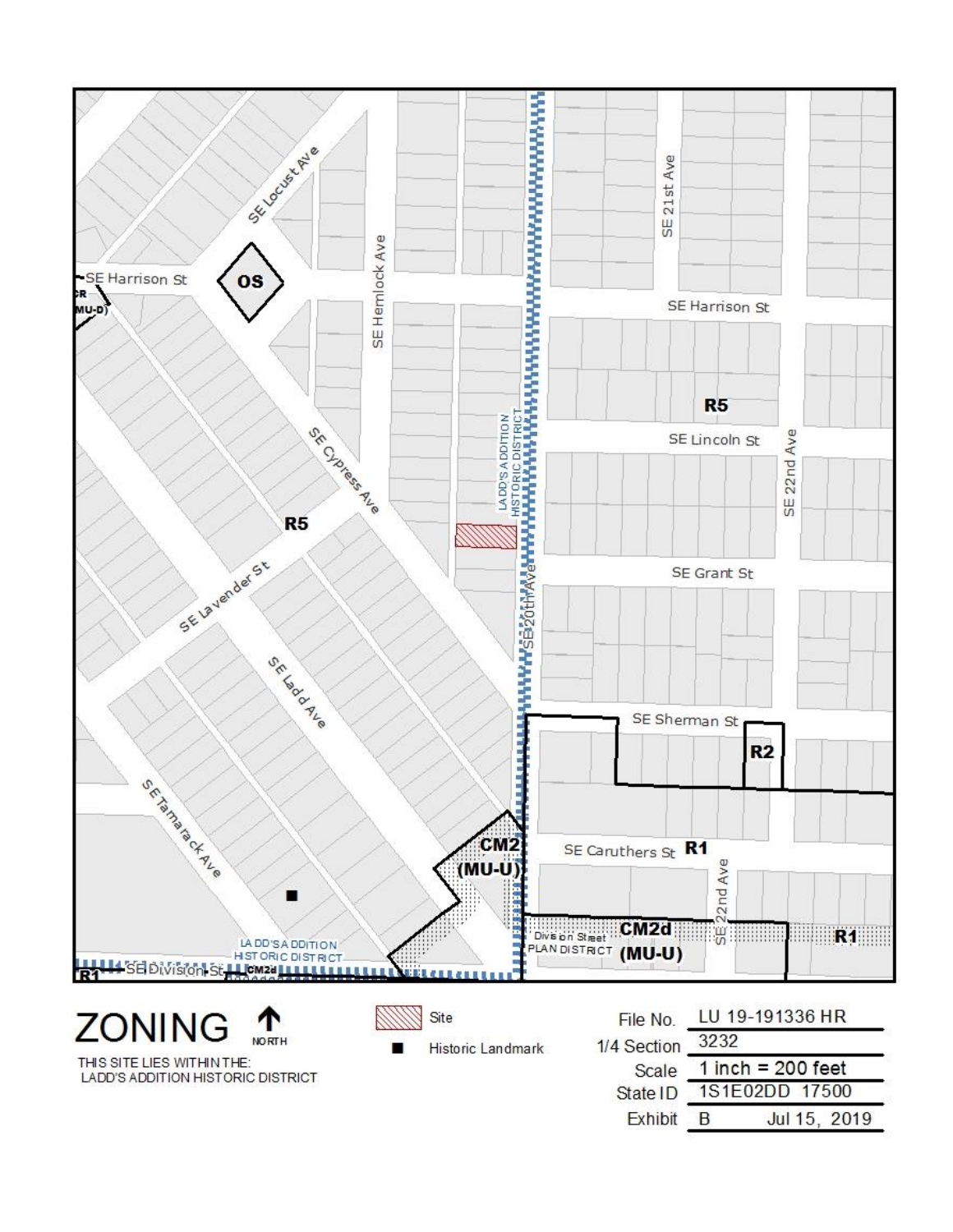SE Locust Ave

SE Harrison St

OS

CR (MU-D)

SE Hemlock Ave

SE 21st Ave

SE Harrison St

R5

SE Lincoln St

SE 22nd Ave

LADD'S ADDITION HISTORIC DISTRICT

SE Cypress Ave

R5

SE Lavender St

SE 20th Ave

SE Grant St

SE Sherman St

R2

SE Ladd Ave

SE Tamarack Ave

CM2 (MU-U)

SE Caruthers St R1

SE 22nd Ave

CM2d (MU-U)

Division Street PLAN DISTRICT

R1

LADD'S ADDITION HISTORIC DISTRICT

R1 SE Division St CM2d

# ZONING

NORTH

THIS SITE LIES WITHIN THE:
LADD'S ADDITION HISTORIC DISTRICT

Site

Historic Landmark

| | |
|---|---|
| File No. | LU 19-191336 HR |
| 1/4 Section | 3232 |
| Scale | 1 inch = 200 feet |
| State ID | 1S1E02DD 17500 |
| Exhibit | B Jul 15, 2019 |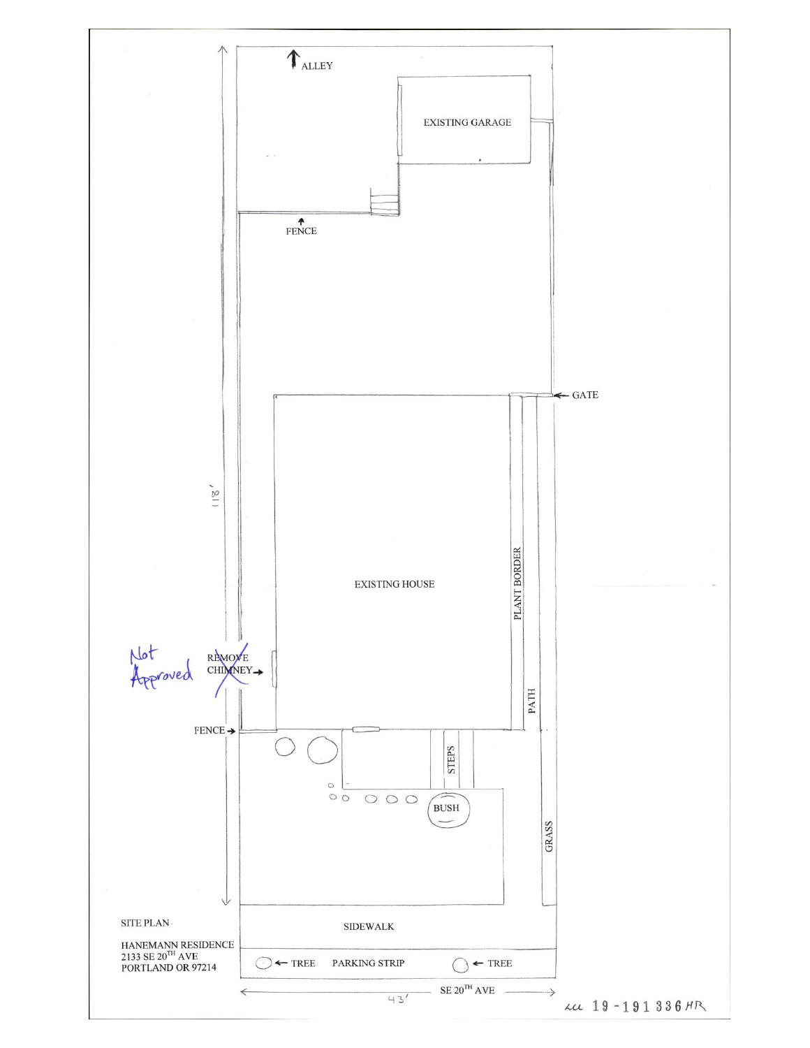ALLEY

EXISTING GARAGE

FENCE

GATE

118'

EXISTING HOUSE

PLANT BORDER

Not Approved

REMOVE CHIMNEY

PATH

FENCE

STEPS

BUSH

GRASS

SITE PLAN

HANEMANN RESIDENCE
2133 SE 20TH AVE
PORTLAND OR 97214

SIDEWALK

TREE PARKING STRIP TREE

43'

SE 20TH AVE

LU 19-191336 HR